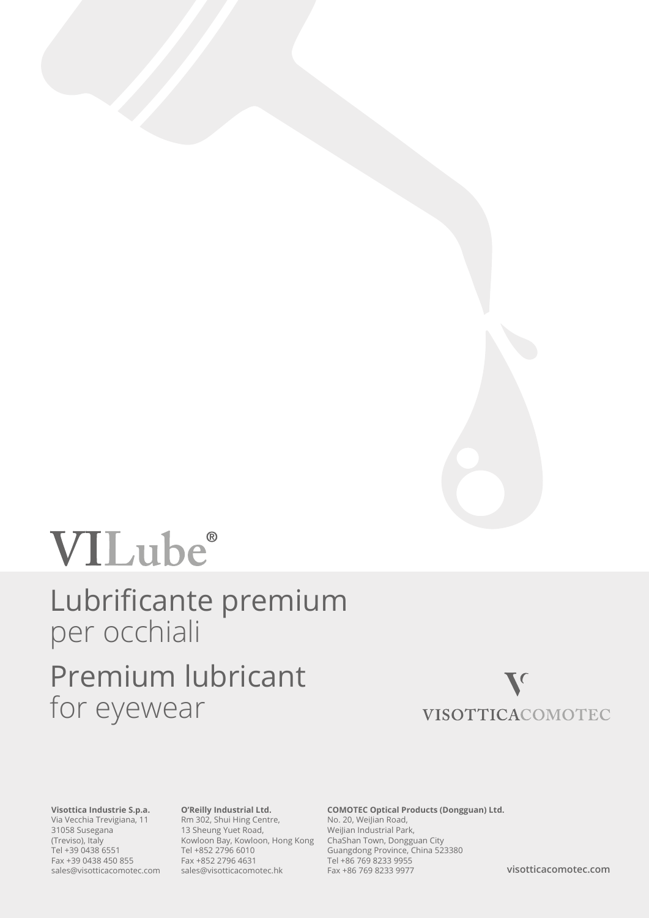# VILube®

## Lubrificante premium
per occhiali

## Premium lubricant
for eyewear

VISOTTICACOMOTEC

**Visottica Industrie S.p.a.**
Via Vecchia Trevigiana, 11
31058 Susegana
(Treviso), Italy
Tel +39 0438 6551
Fax +39 0438 450 855
sales@visotticacomotec.com

**O'Reilly Industrial Ltd.**
Rm 302, Shui Hing Centre,
13 Sheung Yuet Road,
Kowloon Bay, Kowloon, Hong Kong
Tel +852 2796 6010
Fax +852 2796 4631
sales@visotticacomotec.hk

**COMOTEC Optical Products (Dongguan) Ltd.**
No. 20, WeiJian Road,
WeiJian Industrial Park,
ChaShan Town, Dongguan City
Guangdong Province, China 523380
Tel +86 769 8233 9955
Fax +86 769 8233 9977

**visotticacomotec.com**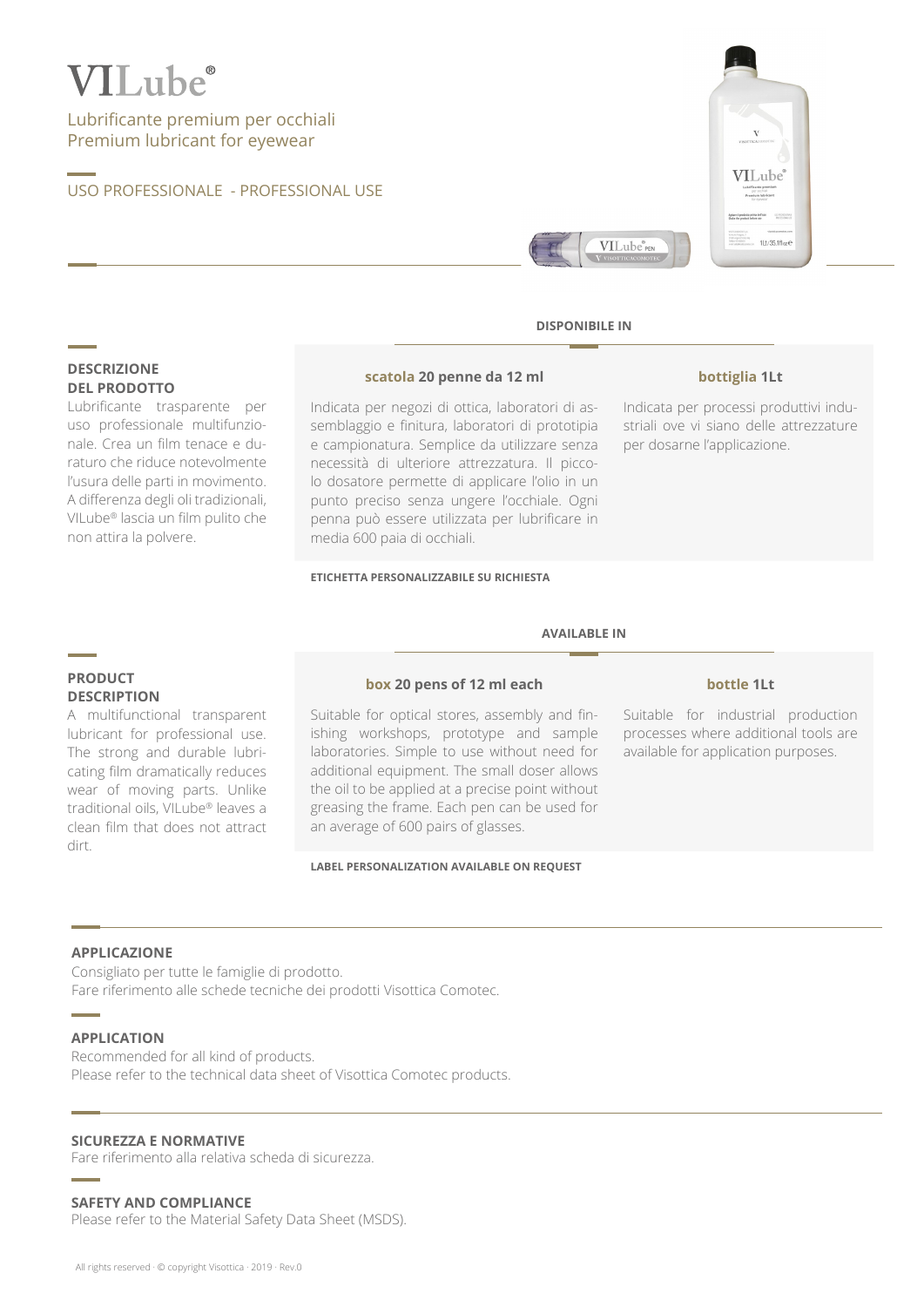# VILube®

Lubrificante premium per occhiali
Premium lubricant for eyewear

USO PROFESSIONALE - PROFESSIONAL USE

### DESCRIZIONE DEL PRODOTTO

Lubrificante trasparente per uso professionale multifunzionale. Crea un film tenace e duraturo che riduce notevolmente l'usura delle parti in movimento. A differenza degli oli tradizionali, VILube® lascia un film pulito che non attira la polvere.

**DISPONIBILE IN**

**scatola 20 penne da 12 ml**

Indicata per negozi di ottica, laboratori di assemblaggio e finitura, laboratori di prototipia e campionatura. Semplice da utilizzare senza necessità di ulteriore attrezzatura. Il piccolo dosatore permette di applicare l'olio in un punto preciso senza ungere l'occhiale. Ogni penna può essere utilizzata per lubrificare in media 600 paia di occhiali.

**bottiglia 1Lt**

Indicata per processi produttivi industriali ove vi siano delle attrezzature per dosarne l'applicazione.

**ETICHETTA PERSONALIZZABILE SU RICHIESTA**

### PRODUCT DESCRIPTION

A multifunctional transparent lubricant for professional use. The strong and durable lubricating film dramatically reduces wear of moving parts. Unlike traditional oils, VILube® leaves a clean film that does not attract dirt.

**AVAILABLE IN**

**box 20 pens of 12 ml each**

Suitable for optical stores, assembly and finishing workshops, prototype and sample laboratories. Simple to use without need for additional equipment. The small doser allows the oil to be applied at a precise point without greasing the frame. Each pen can be used for an average of 600 pairs of glasses.

**bottle 1Lt**

Suitable for industrial production processes where additional tools are available for application purposes.

**LABEL PERSONALIZATION AVAILABLE ON REQUEST**

### APPLICAZIONE

Consigliato per tutte le famiglie di prodotto.
Fare riferimento alle schede tecniche dei prodotti Visottica Comotec.

### APPLICATION

Recommended for all kind of products.
Please refer to the technical data sheet of Visottica Comotec products.

### SICUREZZA E NORMATIVE

Fare riferimento alla relativa scheda di sicurezza.

### SAFETY AND COMPLIANCE

Please refer to the Material Safety Data Sheet (MSDS).

All rights reserved · © copyright Visottica · 2019 · Rev.0